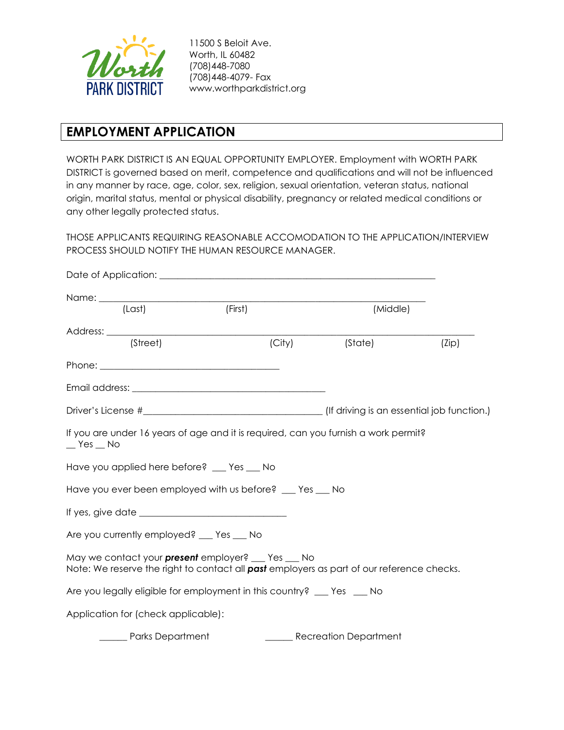Worth PARK DISTRICT

11500 S Beloit Ave.
Worth, IL 60482
(708)448-7080
(708)448-4079- Fax
www.worthparkdistrict.org

# EMPLOYMENT APPLICATION

WORTH PARK DISTRICT IS AN EQUAL OPPORTUNITY EMPLOYER. Employment with WORTH PARK DISTRICT is governed based on merit, competence and qualifications and will not be influenced in any manner by race, age, color, sex, religion, sexual orientation, veteran status, national origin, marital status, mental or physical disability, pregnancy or related medical conditions or any other legally protected status.

THOSE APPLICANTS REQUIRING REASONABLE ACCOMODATION TO THE APPLICATION/INTERVIEW PROCESS SHOULD NOTIFY THE HUMAN RESOURCE MANAGER.

Date of Application: ___________________________________________________________

Name: _________________________________________________________________________
(Last) (First) (Middle)

Address: _______________________________________________________________________
(Street) (City) (State) (Zip)

Phone: ________________________________________

Email address: ___________________________________________

Driver's License #_______________________________________ (If driving is an essential job function.)

If you are under 16 years of age and it is required, can you furnish a work permit?
__ Yes __ No

Have you applied here before? ___ Yes ___ No

Have you ever been employed with us before? ___ Yes ___ No

If yes, give date _________________________________

Are you currently employed? ___ Yes ___ No

May we contact your ***present*** employer? ___ Yes ___ No
Note: We reserve the right to contact all ***past*** employers as part of our reference checks.

Are you legally eligible for employment in this country? ___ Yes ___ No

Application for (check applicable):

______ Parks Department ______ Recreation Department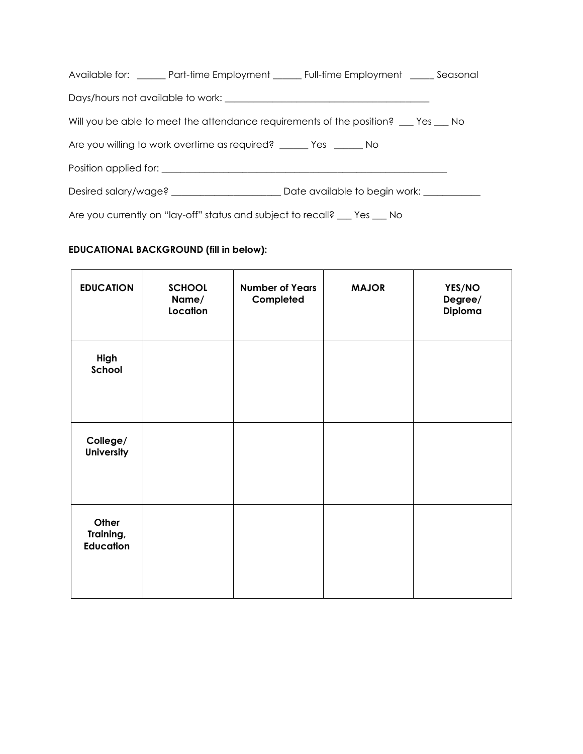Available for: ______ Part-time Employment ______ Full-time Employment _____ Seasonal

Days/hours not available to work: ___________________________________________

Will you be able to meet the attendance requirements of the position? ___ Yes ___ No

Are you willing to work overtime as required? ______ Yes ______ No

Position applied for: ____________________________________________________________

Desired salary/wage? ______________________ Date available to begin work: ____________

Are you currently on "lay-off" status and subject to recall? ___ Yes ___ No

**EDUCATIONAL BACKGROUND (fill in below):**

| EDUCATION | SCHOOL Name/ Location | Number of Years Completed | MAJOR | YES/NO Degree/ Diploma |
|---|---|---|---|---|
| **High School** | | | | |
| **College/ University** | | | | |
| **Other Training, Education** | | | | |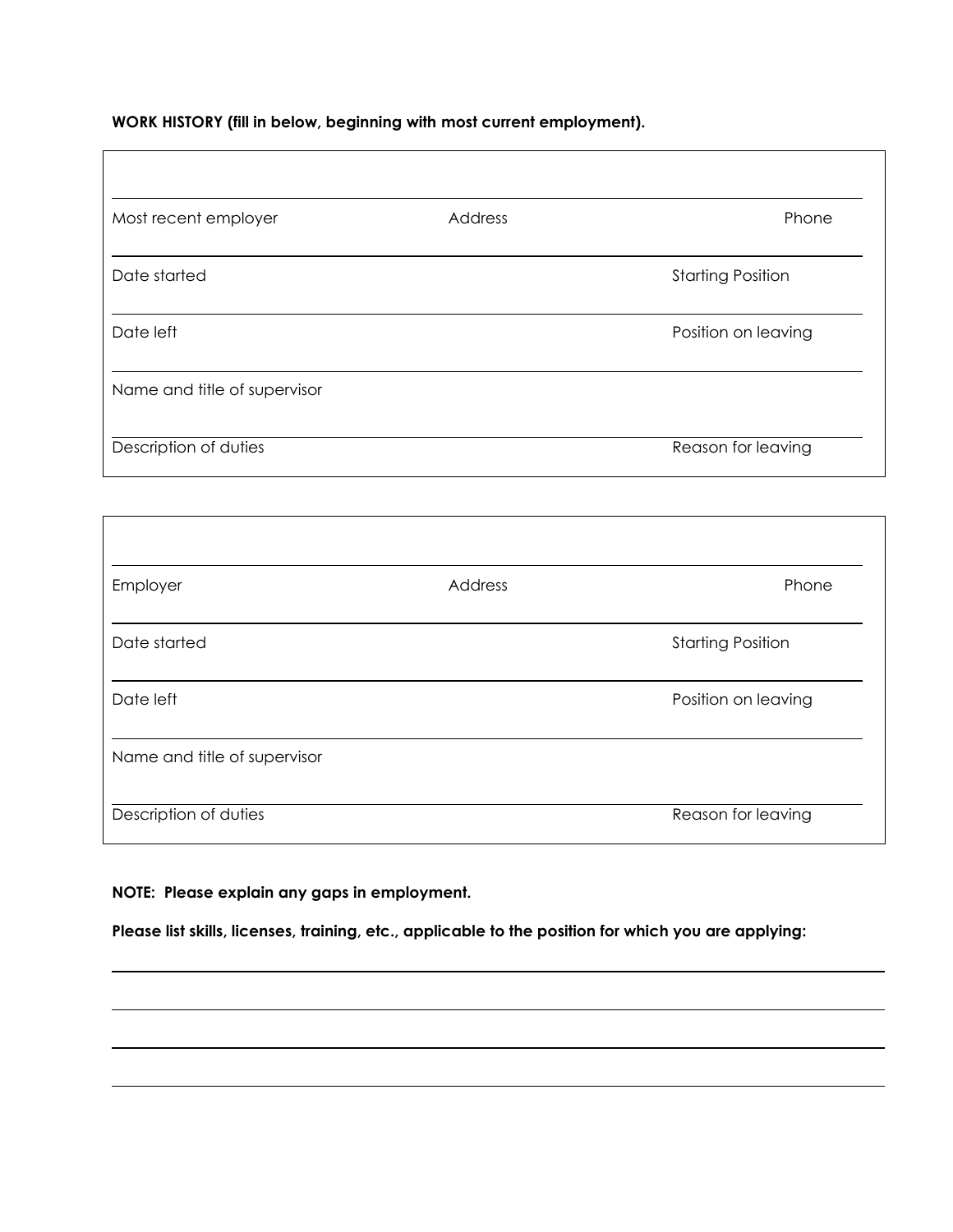**WORK HISTORY (fill in below, beginning with most current employment).**

| | | |
|---|---|---|
| Most recent employer | Address | Phone |
| Date started | | Starting Position |
| Date left | | Position on leaving |
| Name and title of supervisor | | |
| Description of duties | | Reason for leaving |

| | | |
|---|---|---|
| Employer | Address | Phone |
| Date started | | Starting Position |
| Date left | | Position on leaving |
| Name and title of supervisor | | |
| Description of duties | | Reason for leaving |

**NOTE: Please explain any gaps in employment.**

**Please list skills, licenses, training, etc., applicable to the position for which you are applying:**

______________________________________________________________________________

______________________________________________________________________________

______________________________________________________________________________

______________________________________________________________________________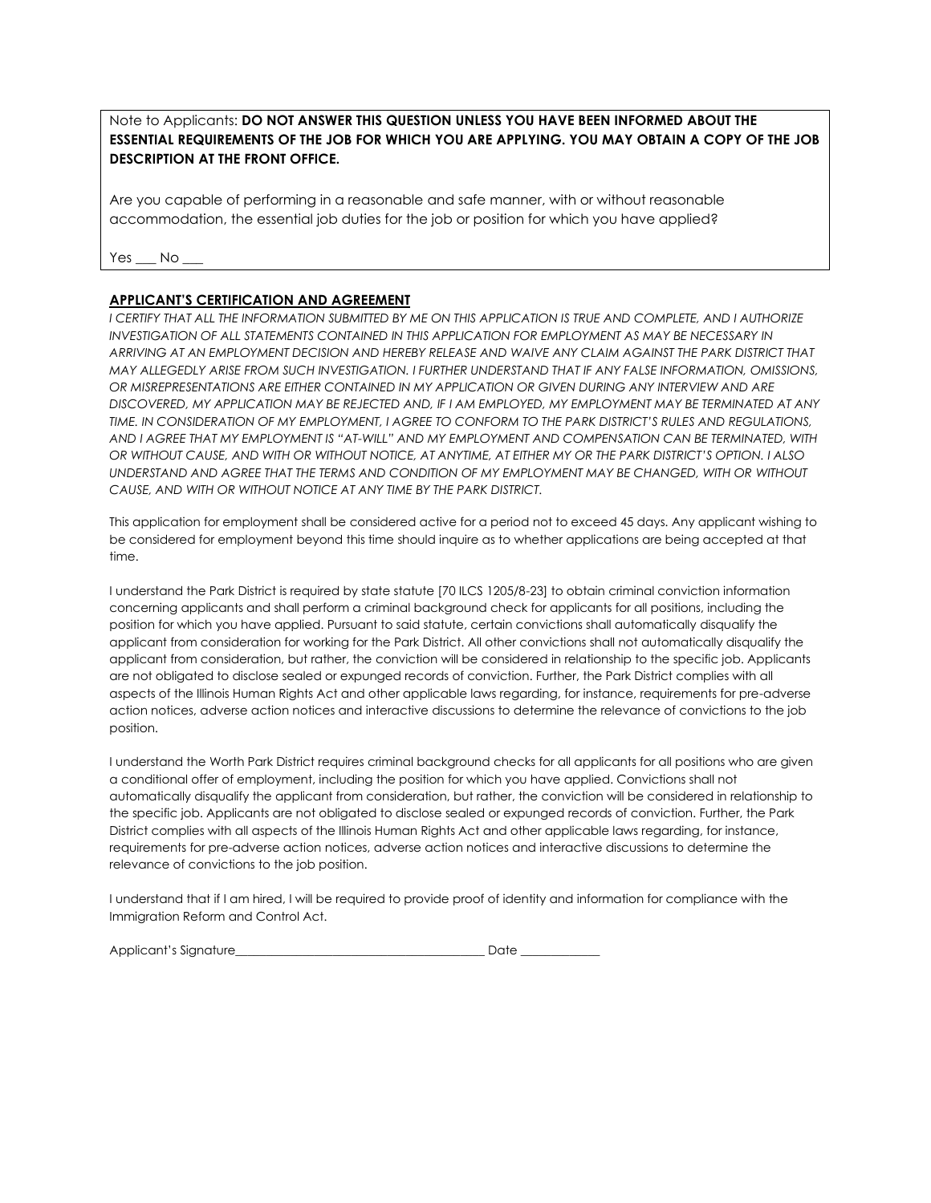Note to Applicants: **DO NOT ANSWER THIS QUESTION UNLESS YOU HAVE BEEN INFORMED ABOUT THE ESSENTIAL REQUIREMENTS OF THE JOB FOR WHICH YOU ARE APPLYING. YOU MAY OBTAIN A COPY OF THE JOB DESCRIPTION AT THE FRONT OFFICE.**

Are you capable of performing in a reasonable and safe manner, with or without reasonable accommodation, the essential job duties for the job or position for which you have applied?

Yes ___ No ___

**APPLICANT'S CERTIFICATION AND AGREEMENT**

*I CERTIFY THAT ALL THE INFORMATION SUBMITTED BY ME ON THIS APPLICATION IS TRUE AND COMPLETE, AND I AUTHORIZE INVESTIGATION OF ALL STATEMENTS CONTAINED IN THIS APPLICATION FOR EMPLOYMENT AS MAY BE NECESSARY IN ARRIVING AT AN EMPLOYMENT DECISION AND HEREBY RELEASE AND WAIVE ANY CLAIM AGAINST THE PARK DISTRICT THAT MAY ALLEGEDLY ARISE FROM SUCH INVESTIGATION. I FURTHER UNDERSTAND THAT IF ANY FALSE INFORMATION, OMISSIONS, OR MISREPRESENTATIONS ARE EITHER CONTAINED IN MY APPLICATION OR GIVEN DURING ANY INTERVIEW AND ARE DISCOVERED, MY APPLICATION MAY BE REJECTED AND, IF I AM EMPLOYED, MY EMPLOYMENT MAY BE TERMINATED AT ANY TIME. IN CONSIDERATION OF MY EMPLOYMENT, I AGREE TO CONFORM TO THE PARK DISTRICT'S RULES AND REGULATIONS, AND I AGREE THAT MY EMPLOYMENT IS "AT-WILL" AND MY EMPLOYMENT AND COMPENSATION CAN BE TERMINATED, WITH OR WITHOUT CAUSE, AND WITH OR WITHOUT NOTICE, AT ANYTIME, AT EITHER MY OR THE PARK DISTRICT'S OPTION. I ALSO UNDERSTAND AND AGREE THAT THE TERMS AND CONDITION OF MY EMPLOYMENT MAY BE CHANGED, WITH OR WITHOUT CAUSE, AND WITH OR WITHOUT NOTICE AT ANY TIME BY THE PARK DISTRICT.*

This application for employment shall be considered active for a period not to exceed 45 days. Any applicant wishing to be considered for employment beyond this time should inquire as to whether applications are being accepted at that time.

I understand the Park District is required by state statute [70 ILCS 1205/8-23] to obtain criminal conviction information concerning applicants and shall perform a criminal background check for applicants for all positions, including the position for which you have applied. Pursuant to said statute, certain convictions shall automatically disqualify the applicant from consideration for working for the Park District. All other convictions shall not automatically disqualify the applicant from consideration, but rather, the conviction will be considered in relationship to the specific job. Applicants are not obligated to disclose sealed or expunged records of conviction. Further, the Park District complies with all aspects of the Illinois Human Rights Act and other applicable laws regarding, for instance, requirements for pre-adverse action notices, adverse action notices and interactive discussions to determine the relevance of convictions to the job position.

I understand the Worth Park District requires criminal background checks for all applicants for all positions who are given a conditional offer of employment, including the position for which you have applied. Convictions shall not automatically disqualify the applicant from consideration, but rather, the conviction will be considered in relationship to the specific job. Applicants are not obligated to disclose sealed or expunged records of conviction. Further, the Park District complies with all aspects of the Illinois Human Rights Act and other applicable laws regarding, for instance, requirements for pre-adverse action notices, adverse action notices and interactive discussions to determine the relevance of convictions to the job position.

I understand that if I am hired, I will be required to provide proof of identity and information for compliance with the Immigration Reform and Control Act.

Applicant's Signature________________________________________ Date ____________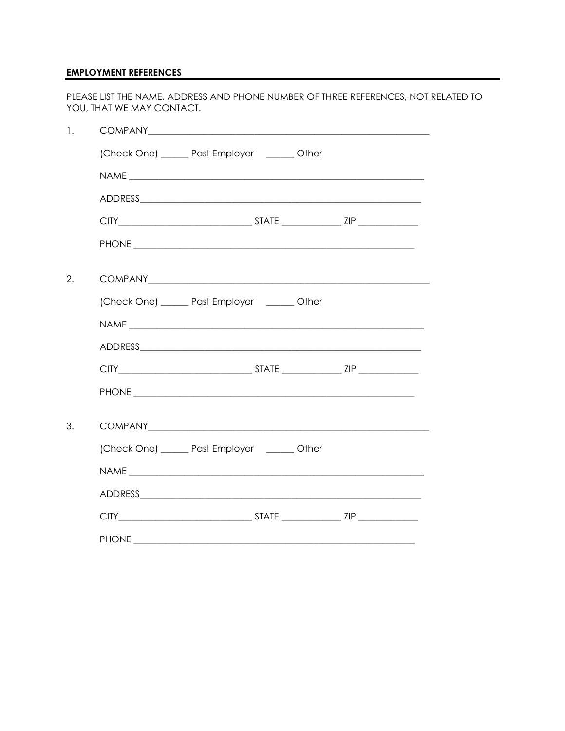## EMPLOYMENT REFERENCES

PLEASE LIST THE NAME, ADDRESS AND PHONE NUMBER OF THREE REFERENCES, NOT RELATED TO YOU, THAT WE MAY CONTACT.

1. COMPANY_______________________________________________________________

   (Check One) ______ Past Employer ______ Other

   NAME ____________________________________________________________________

   ADDRESS_________________________________________________________________

   CITY_____________________________ STATE _____________ ZIP _____________

   PHONE __________________________________________________________________

2. COMPANY_______________________________________________________________

   (Check One) ______ Past Employer ______ Other

   NAME ____________________________________________________________________

   ADDRESS_________________________________________________________________

   CITY_____________________________ STATE _____________ ZIP _____________

   PHONE __________________________________________________________________

3. COMPANY_______________________________________________________________

   (Check One) ______ Past Employer ______ Other

   NAME ____________________________________________________________________

   ADDRESS_________________________________________________________________

   CITY_____________________________ STATE _____________ ZIP _____________

   PHONE __________________________________________________________________